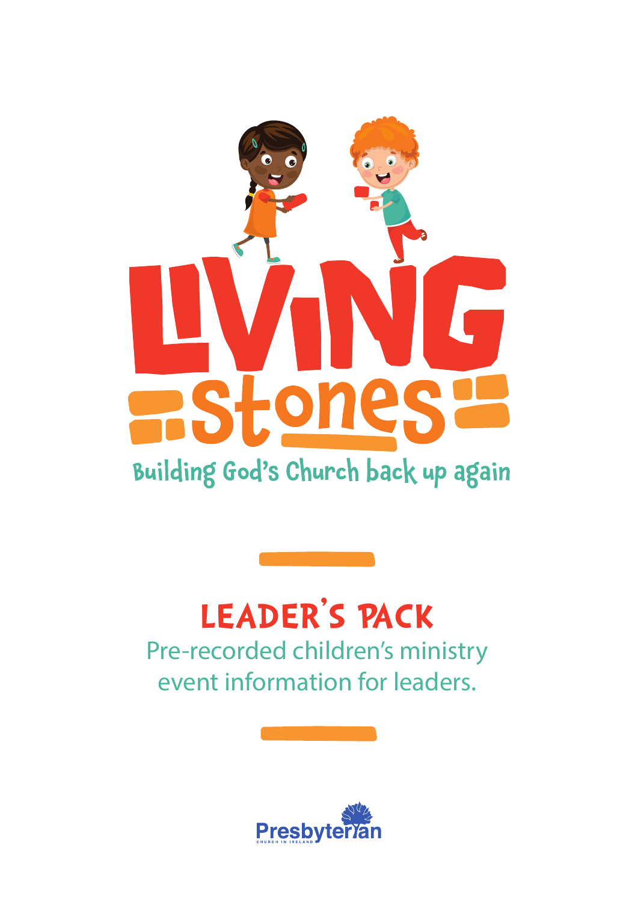# LIVING Stones

Building God's Church back up again

## LEADER'S PACK

Pre-recorded children's ministry event information for leaders.

Presbyterian
CHURCH IN IRELAND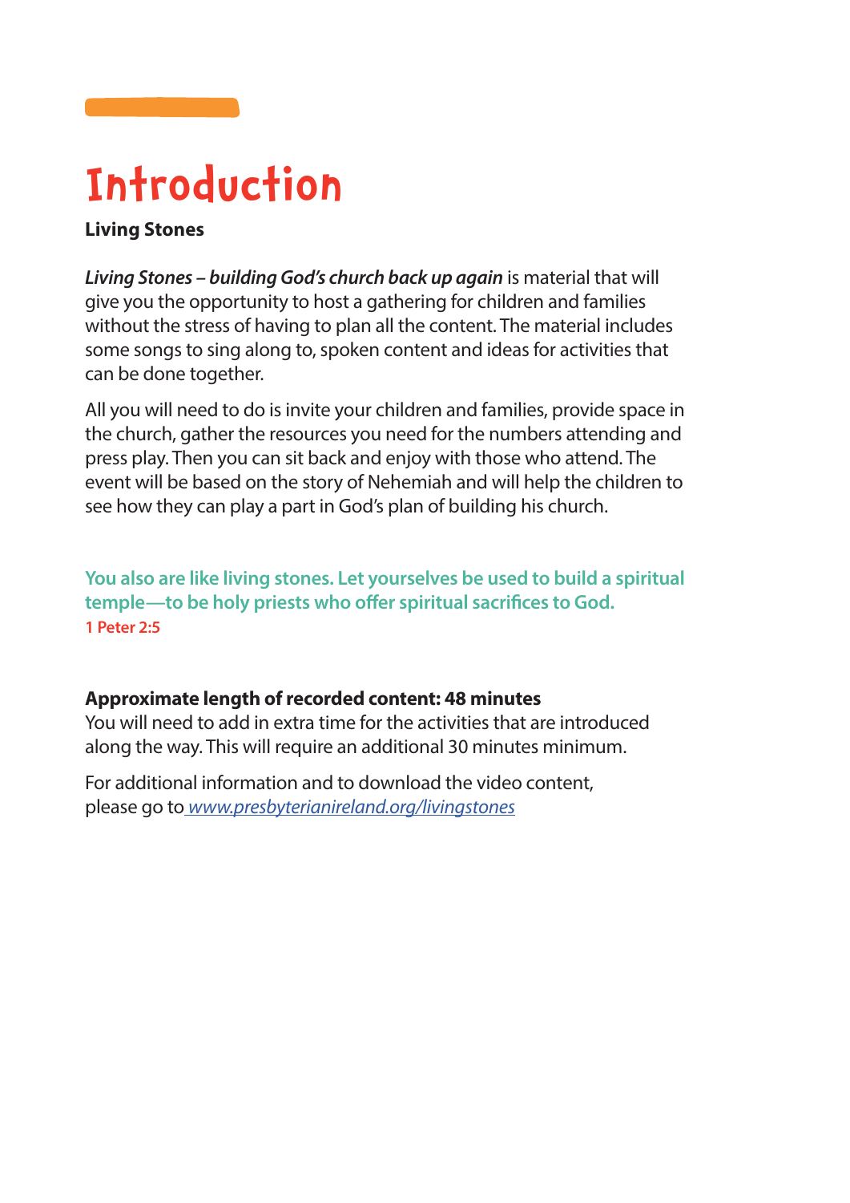# Introduction

**Living Stones**

***Living Stones – building God's church back up again*** is material that will give you the opportunity to host a gathering for children and families without the stress of having to plan all the content. The material includes some songs to sing along to, spoken content and ideas for activities that can be done together.

All you will need to do is invite your children and families, provide space in the church, gather the resources you need for the numbers attending and press play. Then you can sit back and enjoy with those who attend. The event will be based on the story of Nehemiah and will help the children to see how they can play a part in God's plan of building his church.

**You also are like living stones. Let yourselves be used to build a spiritual temple—to be holy priests who offer spiritual sacrifices to God.**
**1 Peter 2:5**

**Approximate length of recorded content: 48 minutes**
You will need to add in extra time for the activities that are introduced along the way. This will require an additional 30 minutes minimum.

For additional information and to download the video content, please go to *www.presbyterianireland.org/livingstones*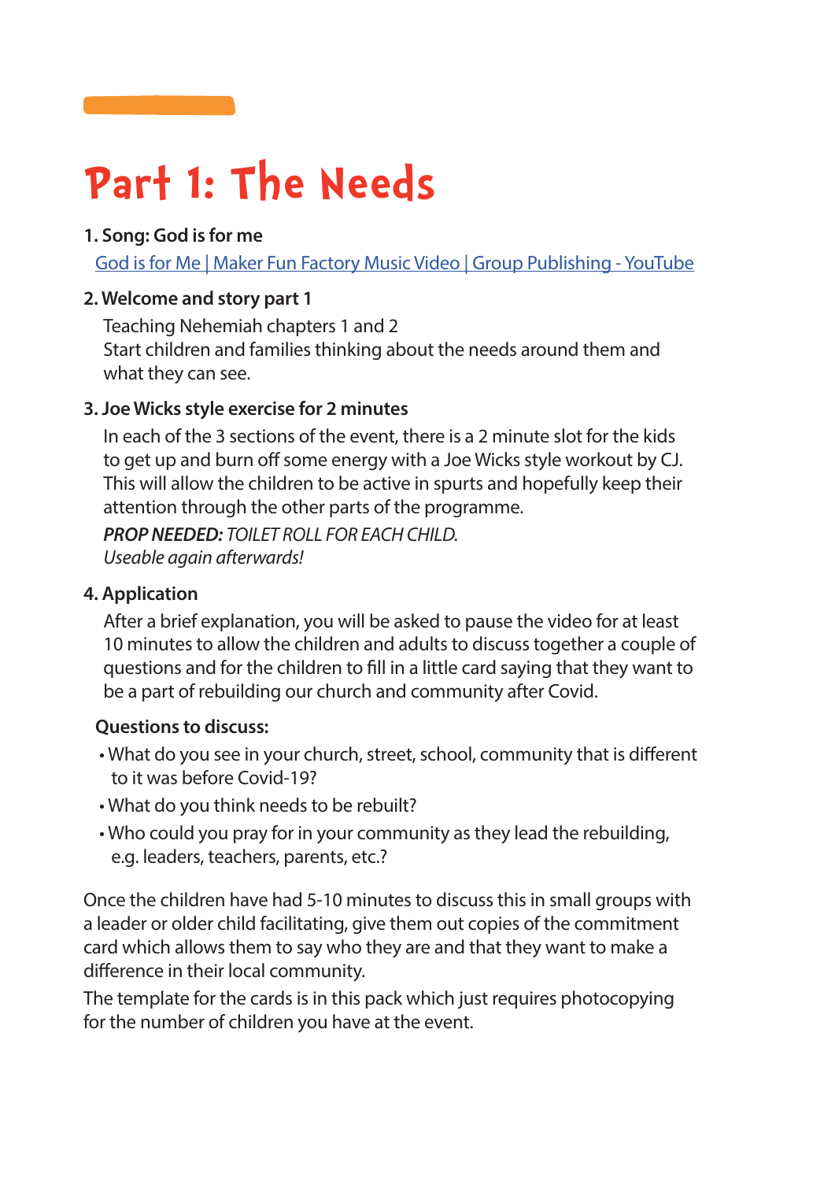# Part 1: The Needs

**1. Song: God is for me**

[God is for Me | Maker Fun Factory Music Video | Group Publishing - YouTube]

**2. Welcome and story part 1**

Teaching Nehemiah chapters 1 and 2

Start children and families thinking about the needs around them and what they can see.

**3. Joe Wicks style exercise for 2 minutes**

In each of the 3 sections of the event, there is a 2 minute slot for the kids to get up and burn off some energy with a Joe Wicks style workout by CJ. This will allow the children to be active in spurts and hopefully keep their attention through the other parts of the programme.

***PROP NEEDED:*** *TOILET ROLL FOR EACH CHILD.*
*Useable again afterwards!*

**4. Application**

After a brief explanation, you will be asked to pause the video for at least 10 minutes to allow the children and adults to discuss together a couple of questions and for the children to fill in a little card saying that they want to be a part of rebuilding our church and community after Covid.

**Questions to discuss:**

- What do you see in your church, street, school, community that is different to it was before Covid-19?
- What do you think needs to be rebuilt?
- Who could you pray for in your community as they lead the rebuilding, e.g. leaders, teachers, parents, etc.?

Once the children have had 5-10 minutes to discuss this in small groups with a leader or older child facilitating, give them out copies of the commitment card which allows them to say who they are and that they want to make a difference in their local community.

The template for the cards is in this pack which just requires photocopying for the number of children you have at the event.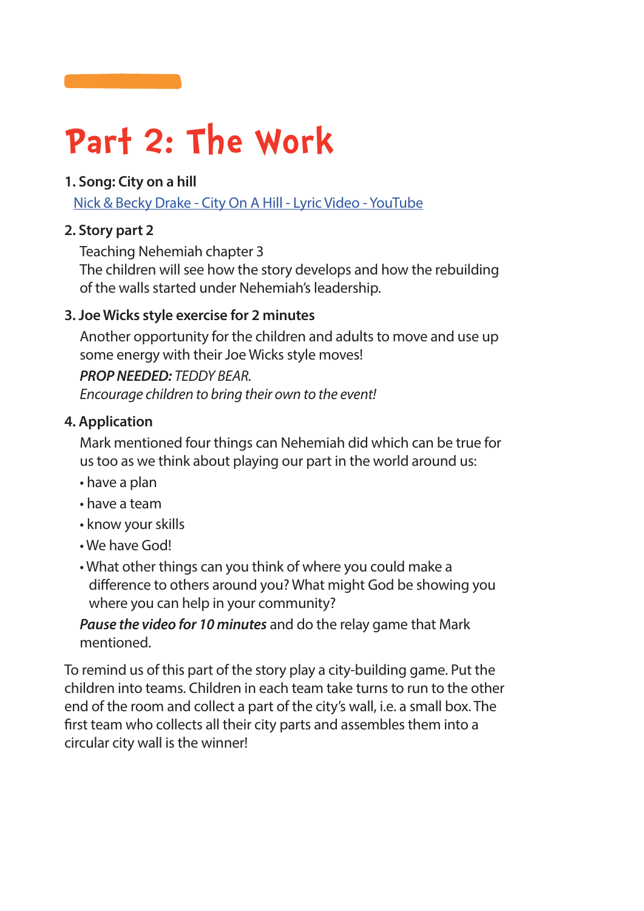# Part 2: The Work

**1. Song: City on a hill**

Nick & Becky Drake - City On A Hill - Lyric Video - YouTube

**2. Story part 2**

Teaching Nehemiah chapter 3
The children will see how the story develops and how the rebuilding of the walls started under Nehemiah's leadership.

**3. Joe Wicks style exercise for 2 minutes**

Another opportunity for the children and adults to move and use up some energy with their Joe Wicks style moves!

***PROP NEEDED:*** *TEDDY BEAR.*
*Encourage children to bring their own to the event!*

**4. Application**

Mark mentioned four things can Nehemiah did which can be true for us too as we think about playing our part in the world around us:

- have a plan
- have a team
- know your skills
- We have God!
- What other things can you think of where you could make a difference to others around you? What might God be showing you where you can help in your community?

***Pause the video for 10 minutes*** and do the relay game that Mark mentioned.

To remind us of this part of the story play a city-building game. Put the children into teams. Children in each team take turns to run to the other end of the room and collect a part of the city's wall, i.e. a small box. The first team who collects all their city parts and assembles them into a circular city wall is the winner!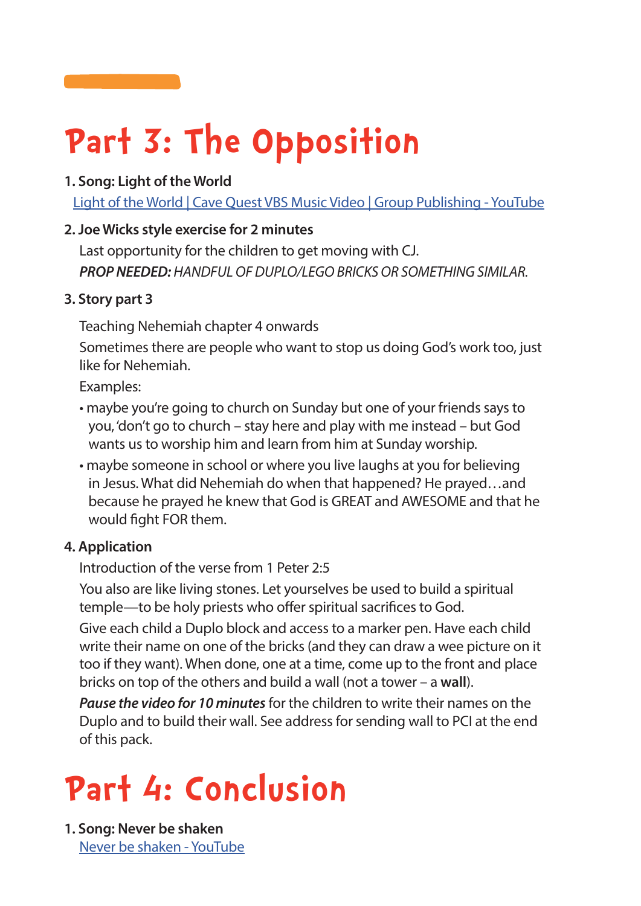# Part 3: The Opposition

**1. Song: Light of the World**

[Light of the World | Cave Quest VBS Music Video | Group Publishing - YouTube]

**2. Joe Wicks style exercise for 2 minutes**

Last opportunity for the children to get moving with CJ.

***PROP NEEDED:*** *HANDFUL OF DUPLO/LEGO BRICKS OR SOMETHING SIMILAR.*

**3. Story part 3**

Teaching Nehemiah chapter 4 onwards

Sometimes there are people who want to stop us doing God's work too, just like for Nehemiah.

Examples:

- maybe you're going to church on Sunday but one of your friends says to you, 'don't go to church – stay here and play with me instead – but God wants us to worship him and learn from him at Sunday worship.
- maybe someone in school or where you live laughs at you for believing in Jesus. What did Nehemiah do when that happened? He prayed…and because he prayed he knew that God is GREAT and AWESOME and that he would fight FOR them.

**4. Application**

Introduction of the verse from 1 Peter 2:5

You also are like living stones. Let yourselves be used to build a spiritual temple—to be holy priests who offer spiritual sacrifices to God.

Give each child a Duplo block and access to a marker pen. Have each child write their name on one of the bricks (and they can draw a wee picture on it too if they want). When done, one at a time, come up to the front and place bricks on top of the others and build a wall (not a tower – a **wall**).

***Pause the video for 10 minutes*** for the children to write their names on the Duplo and to build their wall. See address for sending wall to PCI at the end of this pack.

# Part 4: Conclusion

**1. Song: Never be shaken**

[Never be shaken - YouTube]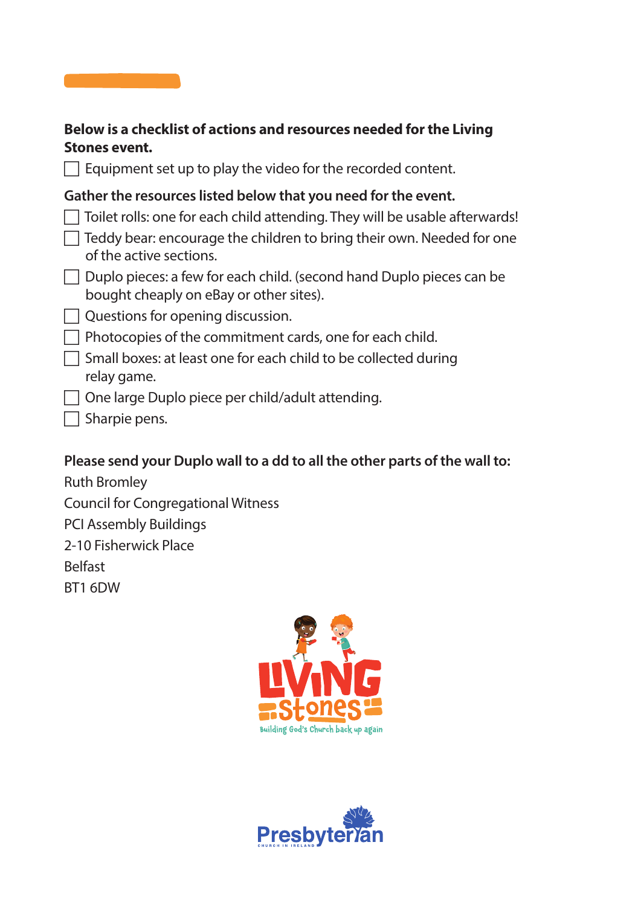**Below is a checklist of actions and resources needed for the Living Stones event.**

- [ ] Equipment set up to play the video for the recorded content.

**Gather the resources listed below that you need for the event.**

- [ ] Toilet rolls: one for each child attending. They will be usable afterwards!
- [ ] Teddy bear: encourage the children to bring their own. Needed for one of the active sections.
- [ ] Duplo pieces: a few for each child. (second hand Duplo pieces can be bought cheaply on eBay or other sites).
- [ ] Questions for opening discussion.
- [ ] Photocopies of the commitment cards, one for each child.
- [ ] Small boxes: at least one for each child to be collected during relay game.
- [ ] One large Duplo piece per child/adult attending.
- [ ] Sharpie pens.

**Please send your Duplo wall to a dd to all the other parts of the wall to:**

Ruth Bromley
Council for Congregational Witness
PCI Assembly Buildings
2-10 Fisherwick Place
Belfast
BT1 6DW

LIVING Stones
Building God's Church back up again

Presbyterian
CHURCH IN IRELAND